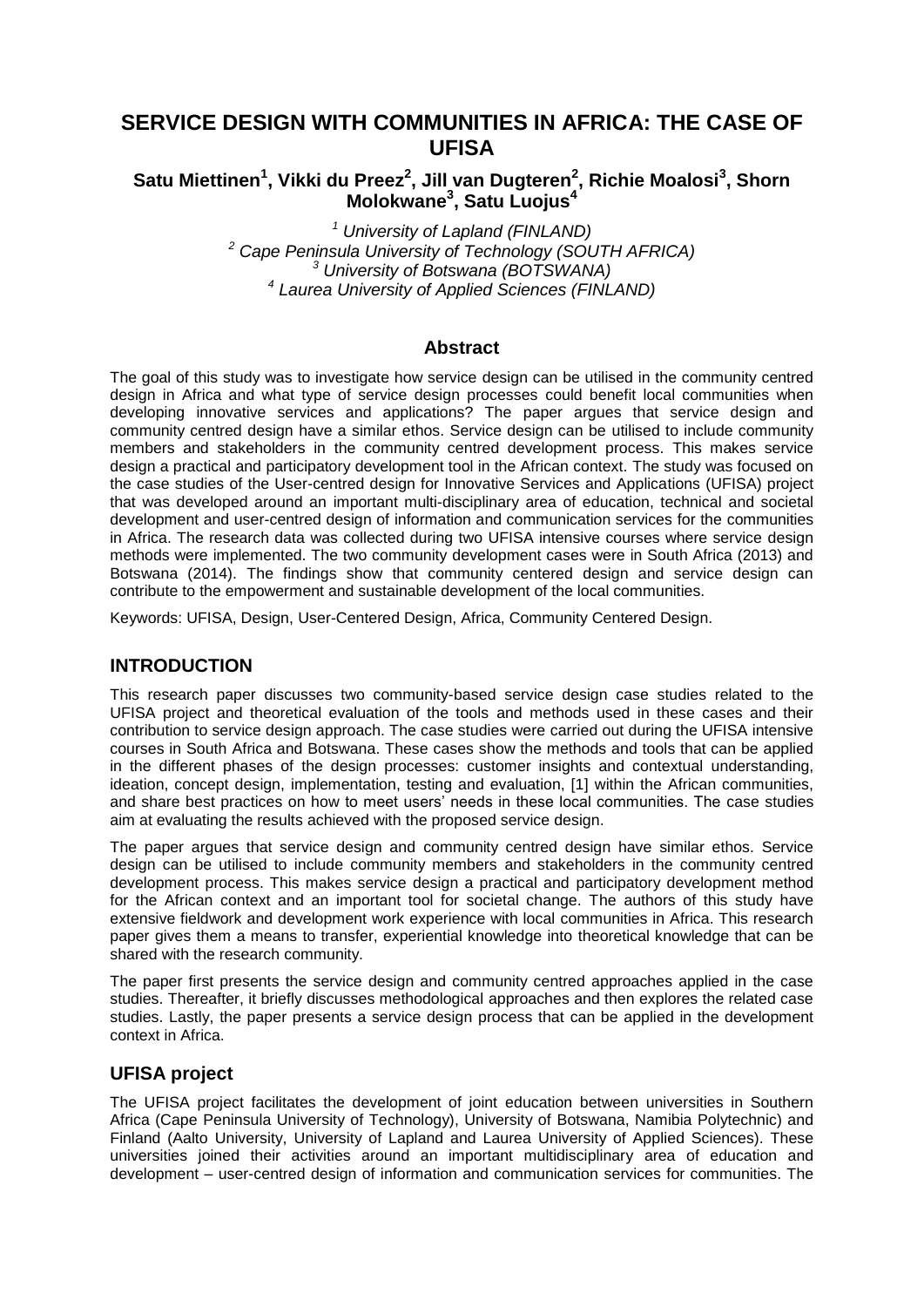# SERVICE DESIGN WITH COMMUNITIES IN AFRICA: THE CASE OF UFISA

**Satu Miettinen[1], Vikki du Preez[2], Jill van Dugteren[2], Richie Moalosi[3], Shorn Molokwane[3], Satu Luojus[4]**

*[1] University of Lapland (FINLAND)*
*[2] Cape Peninsula University of Technology (SOUTH AFRICA)*
*[3] University of Botswana (BOTSWANA)*
*[4] Laurea University of Applied Sciences (FINLAND)*

## Abstract

The goal of this study was to investigate how service design can be utilised in the community centred design in Africa and what type of service design processes could benefit local communities when developing innovative services and applications? The paper argues that service design and community centred design have a similar ethos. Service design can be utilised to include community members and stakeholders in the community centred development process. This makes service design a practical and participatory development tool in the African context. The study was focused on the case studies of the User-centred design for Innovative Services and Applications (UFISA) project that was developed around an important multi-disciplinary area of education, technical and societal development and user-centred design of information and communication services for the communities in Africa. The research data was collected during two UFISA intensive courses where service design methods were implemented. The two community development cases were in South Africa (2013) and Botswana (2014). The findings show that community centered design and service design can contribute to the empowerment and sustainable development of the local communities.

Keywords: UFISA, Design, User-Centered Design, Africa, Community Centered Design.

## INTRODUCTION

This research paper discusses two community-based service design case studies related to the UFISA project and theoretical evaluation of the tools and methods used in these cases and their contribution to service design approach. The case studies were carried out during the UFISA intensive courses in South Africa and Botswana. These cases show the methods and tools that can be applied in the different phases of the design processes: customer insights and contextual understanding, ideation, concept design, implementation, testing and evaluation, [1] within the African communities, and share best practices on how to meet users' needs in these local communities. The case studies aim at evaluating the results achieved with the proposed service design.

The paper argues that service design and community centred design have similar ethos. Service design can be utilised to include community members and stakeholders in the community centred development process. This makes service design a practical and participatory development method for the African context and an important tool for societal change. The authors of this study have extensive fieldwork and development work experience with local communities in Africa. This research paper gives them a means to transfer, experiential knowledge into theoretical knowledge that can be shared with the research community.

The paper first presents the service design and community centred approaches applied in the case studies. Thereafter, it briefly discusses methodological approaches and then explores the related case studies. Lastly, the paper presents a service design process that can be applied in the development context in Africa.

## UFISA project

The UFISA project facilitates the development of joint education between universities in Southern Africa (Cape Peninsula University of Technology), University of Botswana, Namibia Polytechnic) and Finland (Aalto University, University of Lapland and Laurea University of Applied Sciences). These universities joined their activities around an important multidisciplinary area of education and development – user-centred design of information and communication services for communities. The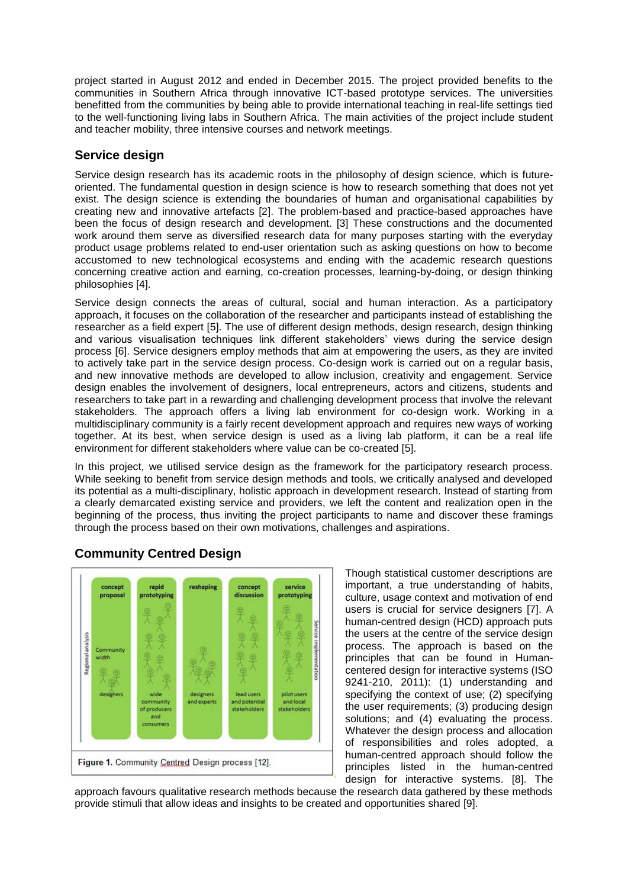project started in August 2012 and ended in December 2015. The project provided benefits to the communities in Southern Africa through innovative ICT-based prototype services. The universities benefitted from the communities by being able to provide international teaching in real-life settings tied to the well-functioning living labs in Southern Africa. The main activities of the project include student and teacher mobility, three intensive courses and network meetings.

## Service design

Service design research has its academic roots in the philosophy of design science, which is future-oriented. The fundamental question in design science is how to research something that does not yet exist. The design science is extending the boundaries of human and organisational capabilities by creating new and innovative artefacts [2]. The problem-based and practice-based approaches have been the focus of design research and development. [3] These constructions and the documented work around them serve as diversified research data for many purposes starting with the everyday product usage problems related to end-user orientation such as asking questions on how to become accustomed to new technological ecosystems and ending with the academic research questions concerning creative action and earning, co-creation processes, learning-by-doing, or design thinking philosophies [4].

Service design connects the areas of cultural, social and human interaction. As a participatory approach, it focuses on the collaboration of the researcher and participants instead of establishing the researcher as a field expert [5]. The use of different design methods, design research, design thinking and various visualisation techniques link different stakeholders' views during the service design process [6]. Service designers employ methods that aim at empowering the users, as they are invited to actively take part in the service design process. Co-design work is carried out on a regular basis, and new innovative methods are developed to allow inclusion, creativity and engagement. Service design enables the involvement of designers, local entrepreneurs, actors and citizens, students and researchers to take part in a rewarding and challenging development process that involve the relevant stakeholders. The approach offers a living lab environment for co-design work. Working in a multidisciplinary community is a fairly recent development approach and requires new ways of working together. At its best, when service design is used as a living lab platform, it can be a real life environment for different stakeholders where value can be co-created [5].

In this project, we utilised service design as the framework for the participatory research process. While seeking to benefit from service design methods and tools, we critically analysed and developed its potential as a multi-disciplinary, holistic approach in development research. Instead of starting from a clearly demarcated existing service and providers, we left the content and realization open in the beginning of the process, thus inviting the project participants to name and discover these framings through the process based on their own motivations, challenges and aspirations.

## Community Centred Design

Figure 1. Community Centred Design process [12].

Though statistical customer descriptions are important, a true understanding of habits, culture, usage context and motivation of end users is crucial for service designers [7]. A human-centred design (HCD) approach puts the users at the centre of the service design process. The approach is based on the principles that can be found in Human-centered design for interactive systems (ISO 9241-210, 2011): (1) understanding and specifying the context of use; (2) specifying the user requirements; (3) producing design solutions; and (4) evaluating the process. Whatever the design process and allocation of responsibilities and roles adopted, a human-centred approach should follow the principles listed in the human-centred design for interactive systems. [8]. The approach favours qualitative research methods because the research data gathered by these methods provide stimuli that allow ideas and insights to be created and opportunities shared [9].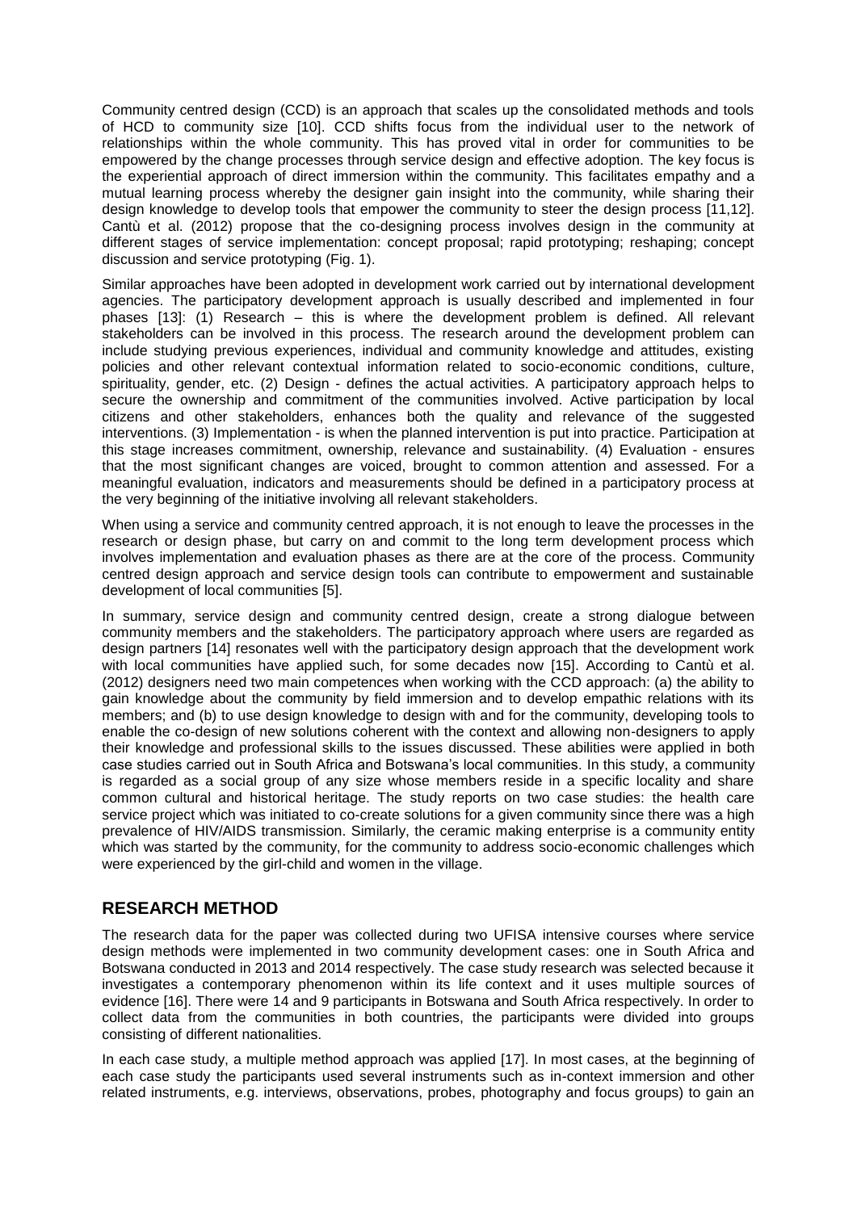Community centred design (CCD) is an approach that scales up the consolidated methods and tools of HCD to community size [10]. CCD shifts focus from the individual user to the network of relationships within the whole community. This has proved vital in order for communities to be empowered by the change processes through service design and effective adoption. The key focus is the experiential approach of direct immersion within the community. This facilitates empathy and a mutual learning process whereby the designer gain insight into the community, while sharing their design knowledge to develop tools that empower the community to steer the design process [11,12]. Cantù et al. (2012) propose that the co-designing process involves design in the community at different stages of service implementation: concept proposal; rapid prototyping; reshaping; concept discussion and service prototyping (Fig. 1).

Similar approaches have been adopted in development work carried out by international development agencies. The participatory development approach is usually described and implemented in four phases [13]: (1) Research – this is where the development problem is defined. All relevant stakeholders can be involved in this process. The research around the development problem can include studying previous experiences, individual and community knowledge and attitudes, existing policies and other relevant contextual information related to socio-economic conditions, culture, spirituality, gender, etc. (2) Design - defines the actual activities. A participatory approach helps to secure the ownership and commitment of the communities involved. Active participation by local citizens and other stakeholders, enhances both the quality and relevance of the suggested interventions. (3) Implementation - is when the planned intervention is put into practice. Participation at this stage increases commitment, ownership, relevance and sustainability. (4) Evaluation - ensures that the most significant changes are voiced, brought to common attention and assessed. For a meaningful evaluation, indicators and measurements should be defined in a participatory process at the very beginning of the initiative involving all relevant stakeholders.

When using a service and community centred approach, it is not enough to leave the processes in the research or design phase, but carry on and commit to the long term development process which involves implementation and evaluation phases as there are at the core of the process. Community centred design approach and service design tools can contribute to empowerment and sustainable development of local communities [5].

In summary, service design and community centred design, create a strong dialogue between community members and the stakeholders. The participatory approach where users are regarded as design partners [14] resonates well with the participatory design approach that the development work with local communities have applied such, for some decades now [15]. According to Cantù et al. (2012) designers need two main competences when working with the CCD approach: (a) the ability to gain knowledge about the community by field immersion and to develop empathic relations with its members; and (b) to use design knowledge to design with and for the community, developing tools to enable the co-design of new solutions coherent with the context and allowing non-designers to apply their knowledge and professional skills to the issues discussed. These abilities were applied in both case studies carried out in South Africa and Botswana's local communities. In this study, a community is regarded as a social group of any size whose members reside in a specific locality and share common cultural and historical heritage. The study reports on two case studies: the health care service project which was initiated to co-create solutions for a given community since there was a high prevalence of HIV/AIDS transmission. Similarly, the ceramic making enterprise is a community entity which was started by the community, for the community to address socio-economic challenges which were experienced by the girl-child and women in the village.

## RESEARCH METHOD

The research data for the paper was collected during two UFISA intensive courses where service design methods were implemented in two community development cases: one in South Africa and Botswana conducted in 2013 and 2014 respectively. The case study research was selected because it investigates a contemporary phenomenon within its life context and it uses multiple sources of evidence [16]. There were 14 and 9 participants in Botswana and South Africa respectively. In order to collect data from the communities in both countries, the participants were divided into groups consisting of different nationalities.

In each case study, a multiple method approach was applied [17]. In most cases, at the beginning of each case study the participants used several instruments such as in-context immersion and other related instruments, e.g. interviews, observations, probes, photography and focus groups) to gain an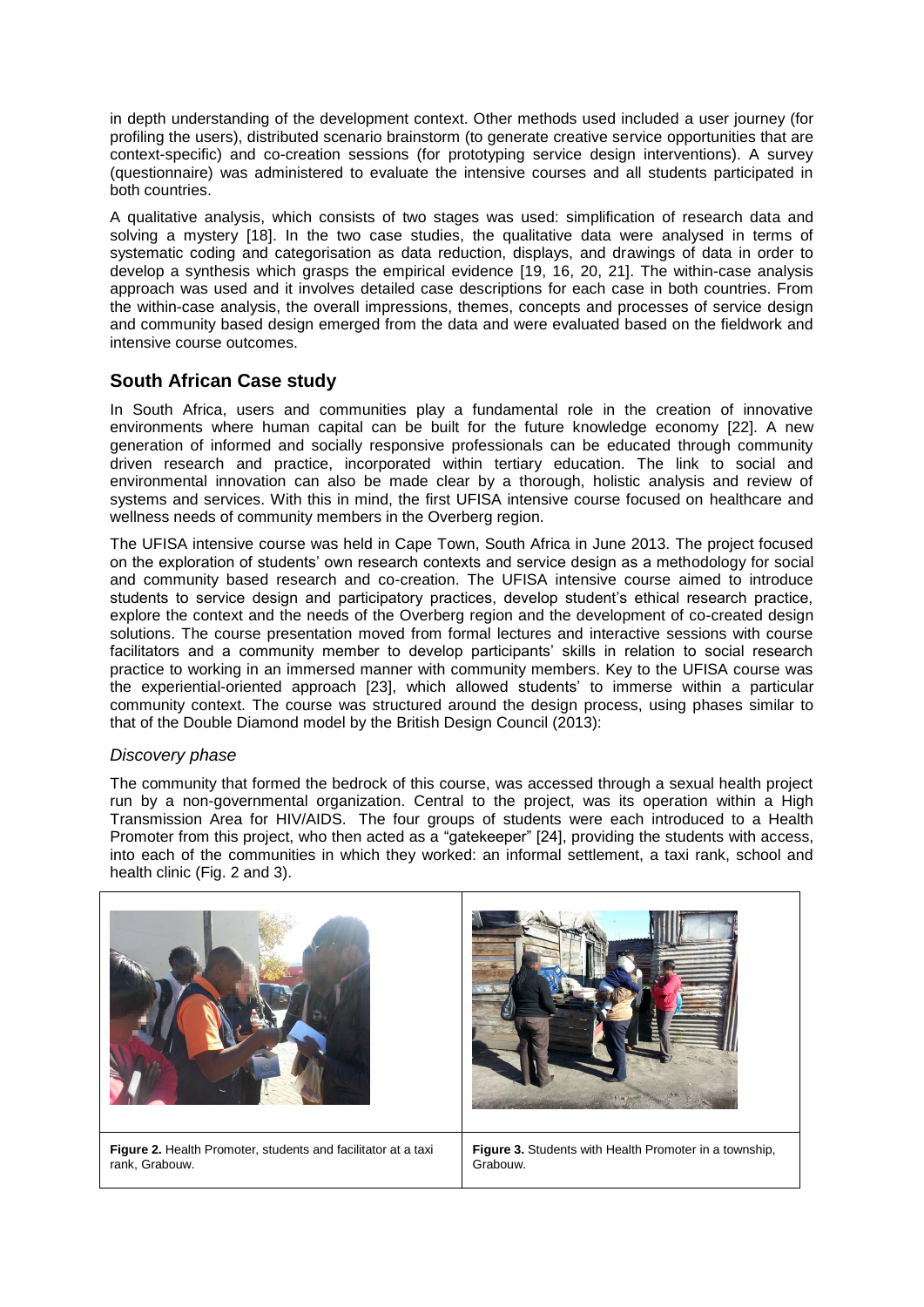in depth understanding of the development context. Other methods used included a user journey (for profiling the users), distributed scenario brainstorm (to generate creative service opportunities that are context-specific) and co-creation sessions (for prototyping service design interventions). A survey (questionnaire) was administered to evaluate the intensive courses and all students participated in both countries.

A qualitative analysis, which consists of two stages was used: simplification of research data and solving a mystery [18]. In the two case studies, the qualitative data were analysed in terms of systematic coding and categorisation as data reduction, displays, and drawings of data in order to develop a synthesis which grasps the empirical evidence [19, 16, 20, 21]. The within-case analysis approach was used and it involves detailed case descriptions for each case in both countries. From the within-case analysis, the overall impressions, themes, concepts and processes of service design and community based design emerged from the data and were evaluated based on the fieldwork and intensive course outcomes.

## South African Case study

In South Africa, users and communities play a fundamental role in the creation of innovative environments where human capital can be built for the future knowledge economy [22]. A new generation of informed and socially responsive professionals can be educated through community driven research and practice, incorporated within tertiary education. The link to social and environmental innovation can also be made clear by a thorough, holistic analysis and review of systems and services. With this in mind, the first UFISA intensive course focused on healthcare and wellness needs of community members in the Overberg region.

The UFISA intensive course was held in Cape Town, South Africa in June 2013. The project focused on the exploration of students' own research contexts and service design as a methodology for social and community based research and co-creation. The UFISA intensive course aimed to introduce students to service design and participatory practices, develop student's ethical research practice, explore the context and the needs of the Overberg region and the development of co-created design solutions. The course presentation moved from formal lectures and interactive sessions with course facilitators and a community member to develop participants' skills in relation to social research practice to working in an immersed manner with community members. Key to the UFISA course was the experiential-oriented approach [23], which allowed students' to immerse within a particular community context. The course was structured around the design process, using phases similar to that of the Double Diamond model by the British Design Council (2013):

### *Discovery phase*

The community that formed the bedrock of this course, was accessed through a sexual health project run by a non-governmental organization. Central to the project, was its operation within a High Transmission Area for HIV/AIDS. The four groups of students were each introduced to a Health Promoter from this project, who then acted as a "gatekeeper" [24], providing the students with access, into each of the communities in which they worked: an informal settlement, a taxi rank, school and health clinic (Fig. 2 and 3).

**Figure 2.** Health Promoter, students and facilitator at a taxi rank, Grabouw.

**Figure 3.** Students with Health Promoter in a township, Grabouw.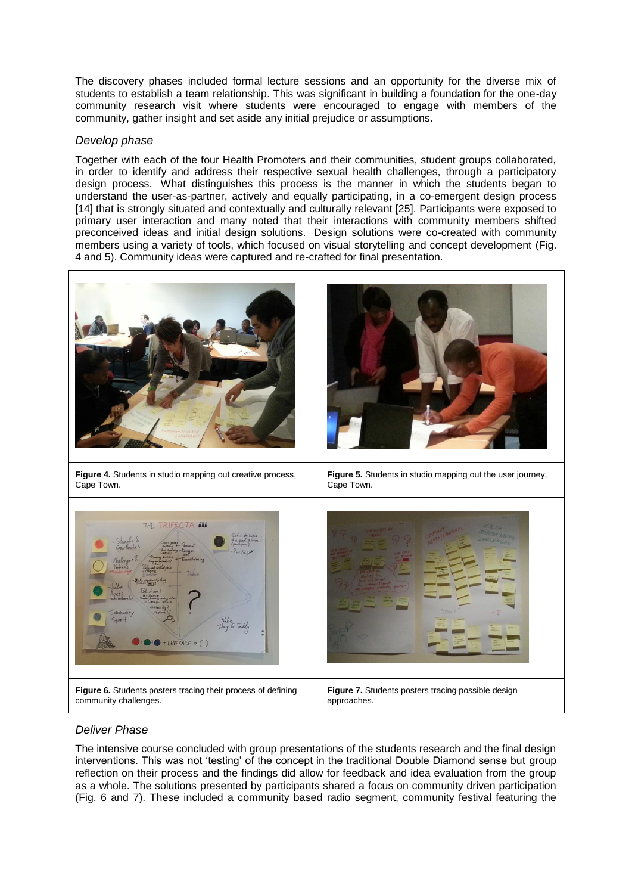The discovery phases included formal lecture sessions and an opportunity for the diverse mix of students to establish a team relationship. This was significant in building a foundation for the one-day community research visit where students were encouraged to engage with members of the community, gather insight and set aside any initial prejudice or assumptions.

### *Develop phase*

Together with each of the four Health Promoters and their communities, student groups collaborated, in order to identify and address their respective sexual health challenges, through a participatory design process. What distinguishes this process is the manner in which the students began to understand the user-as-partner, actively and equally participating, in a co-emergent design process [14] that is strongly situated and contextually and culturally relevant [25]. Participants were exposed to primary user interaction and many noted that their interactions with community members shifted preconceived ideas and initial design solutions. Design solutions were co-created with community members using a variety of tools, which focused on visual storytelling and concept development (Fig. 4 and 5). Community ideas were captured and re-crafted for final presentation.

**Figure 4.** Students in studio mapping out creative process, Cape Town.

**Figure 5.** Students in studio mapping out the user journey, Cape Town.

**Figure 6.** Students posters tracing their process of defining community challenges.

**Figure 7.** Students posters tracing possible design approaches.

### *Deliver Phase*

The intensive course concluded with group presentations of the students research and the final design interventions. This was not 'testing' of the concept in the traditional Double Diamond sense but group reflection on their process and the findings did allow for feedback and idea evaluation from the group as a whole. The solutions presented by participants shared a focus on community driven participation (Fig. 6 and 7). These included a community based radio segment, community festival featuring the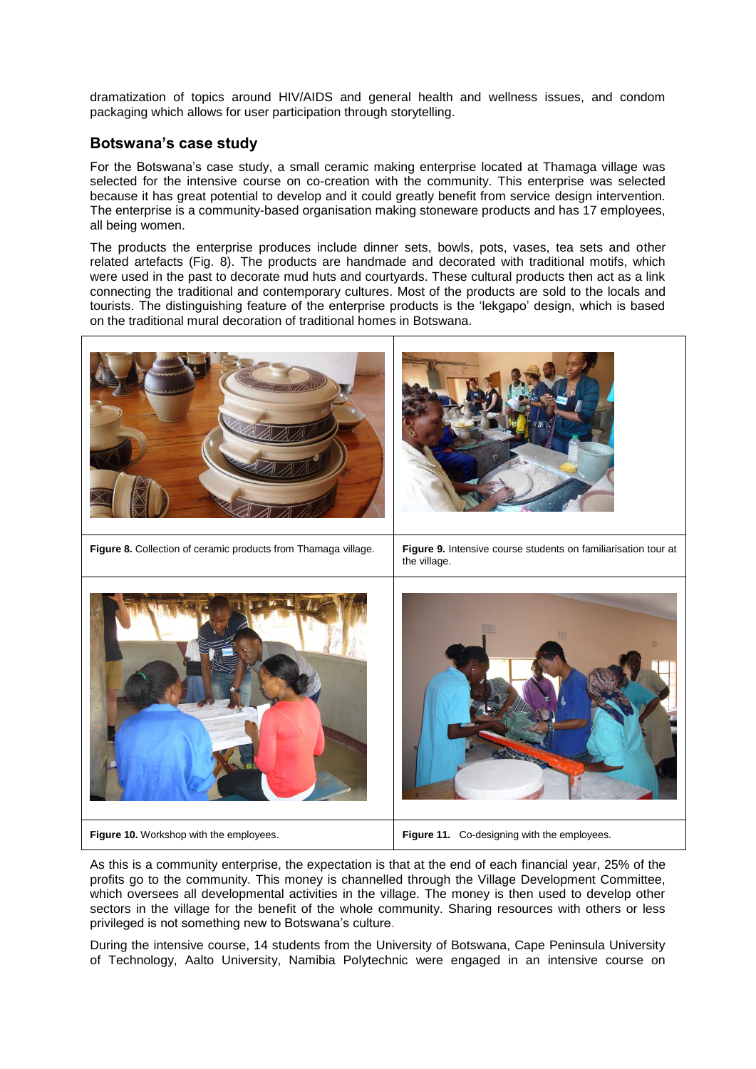dramatization of topics around HIV/AIDS and general health and wellness issues, and condom packaging which allows for user participation through storytelling.

## Botswana's case study

For the Botswana's case study, a small ceramic making enterprise located at Thamaga village was selected for the intensive course on co-creation with the community. This enterprise was selected because it has great potential to develop and it could greatly benefit from service design intervention. The enterprise is a community-based organisation making stoneware products and has 17 employees, all being women.

The products the enterprise produces include dinner sets, bowls, pots, vases, tea sets and other related artefacts (Fig. 8). The products are handmade and decorated with traditional motifs, which were used in the past to decorate mud huts and courtyards. These cultural products then act as a link connecting the traditional and contemporary cultures. Most of the products are sold to the locals and tourists. The distinguishing feature of the enterprise products is the 'lekgapo' design, which is based on the traditional mural decoration of traditional homes in Botswana.

**Figure 8.** Collection of ceramic products from Thamaga village.

**Figure 9.** Intensive course students on familiarisation tour at the village.

**Figure 10.** Workshop with the employees.

**Figure 11.** Co-designing with the employees.

As this is a community enterprise, the expectation is that at the end of each financial year, 25% of the profits go to the community. This money is channelled through the Village Development Committee, which oversees all developmental activities in the village. The money is then used to develop other sectors in the village for the benefit of the whole community. Sharing resources with others or less privileged is not something new to Botswana's culture.

During the intensive course, 14 students from the University of Botswana, Cape Peninsula University of Technology, Aalto University, Namibia Polytechnic were engaged in an intensive course on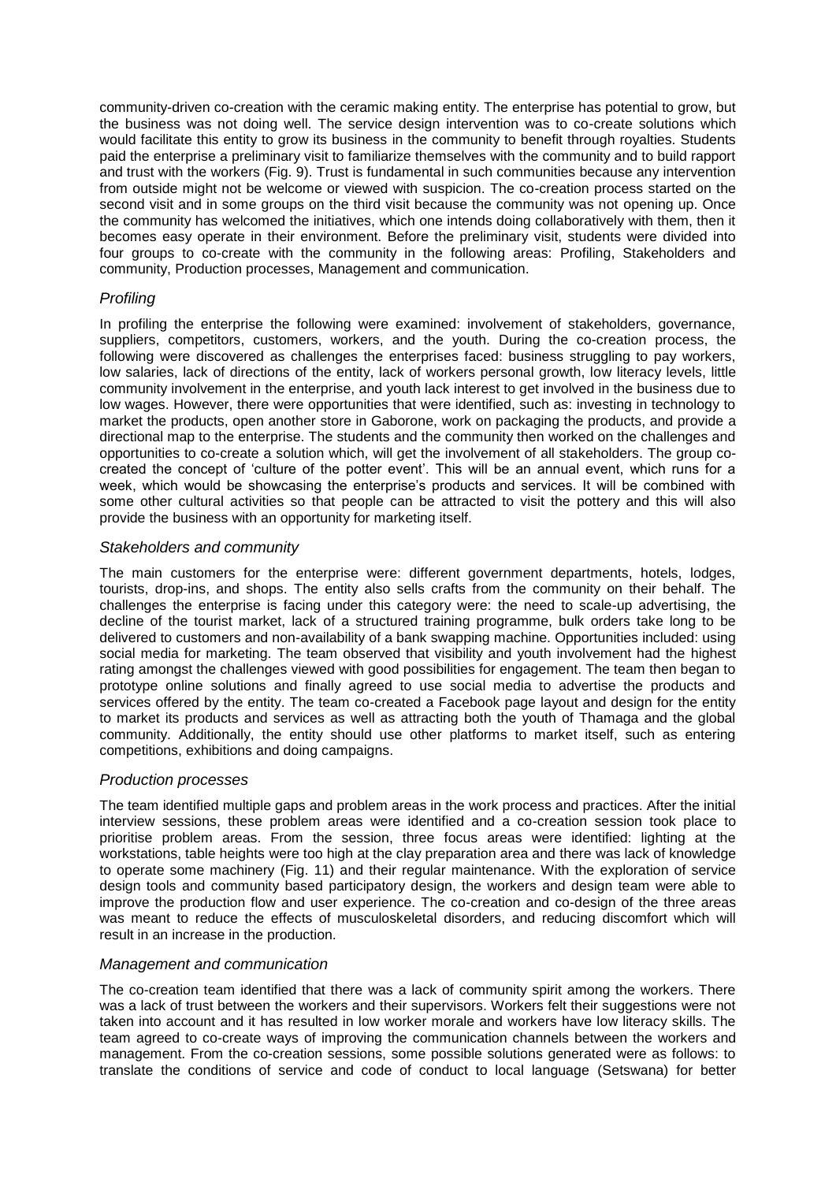community-driven co-creation with the ceramic making entity. The enterprise has potential to grow, but the business was not doing well. The service design intervention was to co-create solutions which would facilitate this entity to grow its business in the community to benefit through royalties. Students paid the enterprise a preliminary visit to familiarize themselves with the community and to build rapport and trust with the workers (Fig. 9). Trust is fundamental in such communities because any intervention from outside might not be welcome or viewed with suspicion. The co-creation process started on the second visit and in some groups on the third visit because the community was not opening up. Once the community has welcomed the initiatives, which one intends doing collaboratively with them, then it becomes easy operate in their environment. Before the preliminary visit, students were divided into four groups to co-create with the community in the following areas: Profiling, Stakeholders and community, Production processes, Management and communication.

### *Profiling*

In profiling the enterprise the following were examined: involvement of stakeholders, governance, suppliers, competitors, customers, workers, and the youth. During the co-creation process, the following were discovered as challenges the enterprises faced: business struggling to pay workers, low salaries, lack of directions of the entity, lack of workers personal growth, low literacy levels, little community involvement in the enterprise, and youth lack interest to get involved in the business due to low wages. However, there were opportunities that were identified, such as: investing in technology to market the products, open another store in Gaborone, work on packaging the products, and provide a directional map to the enterprise. The students and the community then worked on the challenges and opportunities to co-create a solution which, will get the involvement of all stakeholders. The group co-created the concept of 'culture of the potter event'. This will be an annual event, which runs for a week, which would be showcasing the enterprise's products and services. It will be combined with some other cultural activities so that people can be attracted to visit the pottery and this will also provide the business with an opportunity for marketing itself.

### *Stakeholders and community*

The main customers for the enterprise were: different government departments, hotels, lodges, tourists, drop-ins, and shops. The entity also sells crafts from the community on their behalf. The challenges the enterprise is facing under this category were: the need to scale-up advertising, the decline of the tourist market, lack of a structured training programme, bulk orders take long to be delivered to customers and non-availability of a bank swapping machine. Opportunities included: using social media for marketing. The team observed that visibility and youth involvement had the highest rating amongst the challenges viewed with good possibilities for engagement. The team then began to prototype online solutions and finally agreed to use social media to advertise the products and services offered by the entity. The team co-created a Facebook page layout and design for the entity to market its products and services as well as attracting both the youth of Thamaga and the global community. Additionally, the entity should use other platforms to market itself, such as entering competitions, exhibitions and doing campaigns.

### *Production processes*

The team identified multiple gaps and problem areas in the work process and practices. After the initial interview sessions, these problem areas were identified and a co-creation session took place to prioritise problem areas. From the session, three focus areas were identified: lighting at the workstations, table heights were too high at the clay preparation area and there was lack of knowledge to operate some machinery (Fig. 11) and their regular maintenance. With the exploration of service design tools and community based participatory design, the workers and design team were able to improve the production flow and user experience. The co-creation and co-design of the three areas was meant to reduce the effects of musculoskeletal disorders, and reducing discomfort which will result in an increase in the production.

### *Management and communication*

The co-creation team identified that there was a lack of community spirit among the workers. There was a lack of trust between the workers and their supervisors. Workers felt their suggestions were not taken into account and it has resulted in low worker morale and workers have low literacy skills. The team agreed to co-create ways of improving the communication channels between the workers and management. From the co-creation sessions, some possible solutions generated were as follows: to translate the conditions of service and code of conduct to local language (Setswana) for better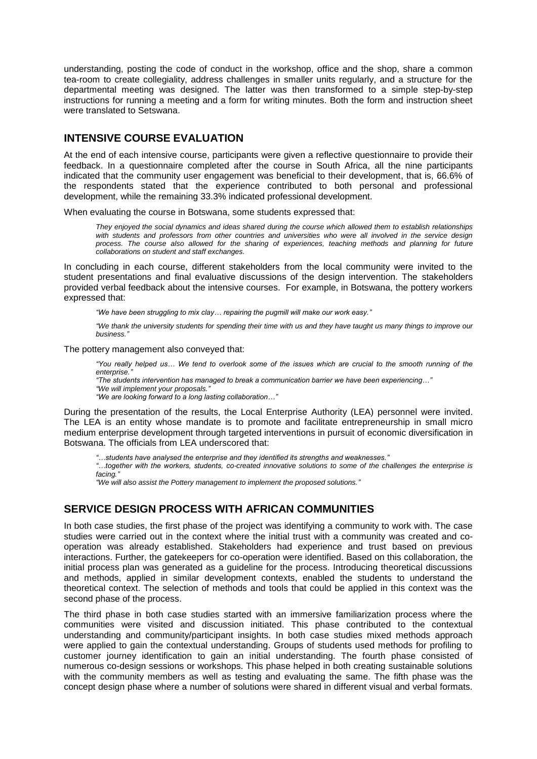understanding, posting the code of conduct in the workshop, office and the shop, share a common tea-room to create collegiality, address challenges in smaller units regularly, and a structure for the departmental meeting was designed. The latter was then transformed to a simple step-by-step instructions for running a meeting and a form for writing minutes. Both the form and instruction sheet were translated to Setswana.

## INTENSIVE COURSE EVALUATION

At the end of each intensive course, participants were given a reflective questionnaire to provide their feedback. In a questionnaire completed after the course in South Africa, all the nine participants indicated that the community user engagement was beneficial to their development, that is, 66.6% of the respondents stated that the experience contributed to both personal and professional development, while the remaining 33.3% indicated professional development.

When evaluating the course in Botswana, some students expressed that:

> *They enjoyed the social dynamics and ideas shared during the course which allowed them to establish relationships with students and professors from other countries and universities who were all involved in the service design process. The course also allowed for the sharing of experiences, teaching methods and planning for future collaborations on student and staff exchanges.*

In concluding in each course, different stakeholders from the local community were invited to the student presentations and final evaluative discussions of the design intervention. The stakeholders provided verbal feedback about the intensive courses. For example, in Botswana, the pottery workers expressed that:

> *"We have been struggling to mix clay… repairing the pugmill will make our work easy."*
>
> *"We thank the university students for spending their time with us and they have taught us many things to improve our business."*

The pottery management also conveyed that:

> *"You really helped us… We tend to overlook some of the issues which are crucial to the smooth running of the enterprise."*
> *"The students intervention has managed to break a communication barrier we have been experiencing…"*
> *"We will implement your proposals."*
> *"We are looking forward to a long lasting collaboration…"*

During the presentation of the results, the Local Enterprise Authority (LEA) personnel were invited. The LEA is an entity whose mandate is to promote and facilitate entrepreneurship in small micro medium enterprise development through targeted interventions in pursuit of economic diversification in Botswana. The officials from LEA underscored that:

> *"…students have analysed the enterprise and they identified its strengths and weaknesses."*
> *"…together with the workers, students, co-created innovative solutions to some of the challenges the enterprise is facing."*
> *"We will also assist the Pottery management to implement the proposed solutions."*

## SERVICE DESIGN PROCESS WITH AFRICAN COMMUNITIES

In both case studies, the first phase of the project was identifying a community to work with. The case studies were carried out in the context where the initial trust with a community was created and co-operation was already established. Stakeholders had experience and trust based on previous interactions. Further, the gatekeepers for co-operation were identified. Based on this collaboration, the initial process plan was generated as a guideline for the process. Introducing theoretical discussions and methods, applied in similar development contexts, enabled the students to understand the theoretical context. The selection of methods and tools that could be applied in this context was the second phase of the process.

The third phase in both case studies started with an immersive familiarization process where the communities were visited and discussion initiated. This phase contributed to the contextual understanding and community/participant insights. In both case studies mixed methods approach were applied to gain the contextual understanding. Groups of students used methods for profiling to customer journey identification to gain an initial understanding. The fourth phase consisted of numerous co-design sessions or workshops. This phase helped in both creating sustainable solutions with the community members as well as testing and evaluating the same. The fifth phase was the concept design phase where a number of solutions were shared in different visual and verbal formats.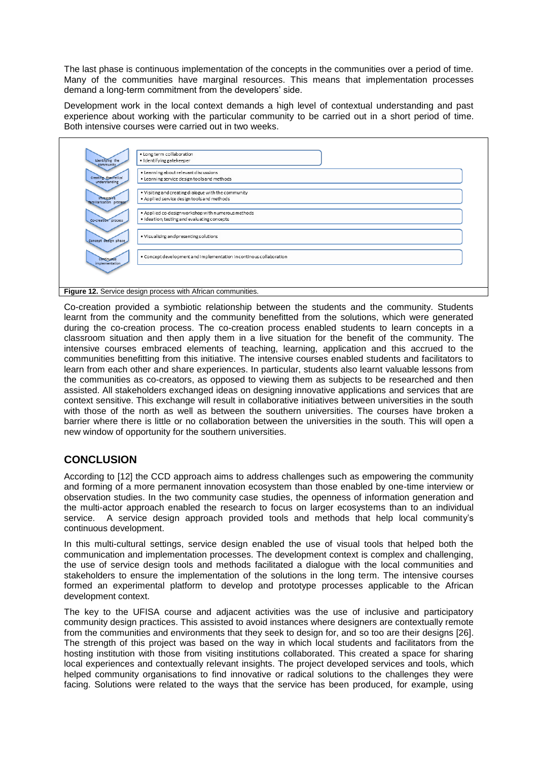The last phase is continuous implementation of the concepts in the communities over a period of time. Many of the communities have marginal resources. This means that implementation processes demand a long-term commitment from the developers' side.

Development work in the local context demands a high level of contextual understanding and past experience about working with the particular community to be carried out in a short period of time. Both intensive courses were carried out in two weeks.

| Phase | Activities |
|---|---|
| Identifying the community | • Long term collaboration<br>• Identifying gatekeeper |
| Creating theoretical understanding | • Learning about relevant discussions<br>• Learning service design tools and methods |
| Immersive familiarisation process | • Visiting and creating dialogue with the community<br>• Applied service design tools and methods |
| Co-creation process | • Applied co-design workshop with numerous methods<br>• Ideation, testing and evaluating concepts |
| Concept design phase | • Visualising and presenting solutions |
| Continuous implementation | • Concept development and implementation in continous collaboration |

**Figure 12.** Service design process with African communities.

Co-creation provided a symbiotic relationship between the students and the community. Students learnt from the community and the community benefitted from the solutions, which were generated during the co-creation process. The co-creation process enabled students to learn concepts in a classroom situation and then apply them in a live situation for the benefit of the community. The intensive courses embraced elements of teaching, learning, application and this accrued to the communities benefitting from this initiative. The intensive courses enabled students and facilitators to learn from each other and share experiences. In particular, students also learnt valuable lessons from the communities as co-creators, as opposed to viewing them as subjects to be researched and then assisted. All stakeholders exchanged ideas on designing innovative applications and services that are context sensitive. This exchange will result in collaborative initiatives between universities in the south with those of the north as well as between the southern universities. The courses have broken a barrier where there is little or no collaboration between the universities in the south. This will open a new window of opportunity for the southern universities.

## CONCLUSION

According to [12] the CCD approach aims to address challenges such as empowering the community and forming of a more permanent innovation ecosystem than those enabled by one-time interview or observation studies. In the two community case studies, the openness of information generation and the multi-actor approach enabled the research to focus on larger ecosystems than to an individual service. A service design approach provided tools and methods that help local community's continuous development.

In this multi-cultural settings, service design enabled the use of visual tools that helped both the communication and implementation processes. The development context is complex and challenging, the use of service design tools and methods facilitated a dialogue with the local communities and stakeholders to ensure the implementation of the solutions in the long term. The intensive courses formed an experimental platform to develop and prototype processes applicable to the African development context.

The key to the UFISA course and adjacent activities was the use of inclusive and participatory community design practices. This assisted to avoid instances where designers are contextually remote from the communities and environments that they seek to design for, and so too are their designs [26]. The strength of this project was based on the way in which local students and facilitators from the hosting institution with those from visiting institutions collaborated. This created a space for sharing local experiences and contextually relevant insights. The project developed services and tools, which helped community organisations to find innovative or radical solutions to the challenges they were facing. Solutions were related to the ways that the service has been produced, for example, using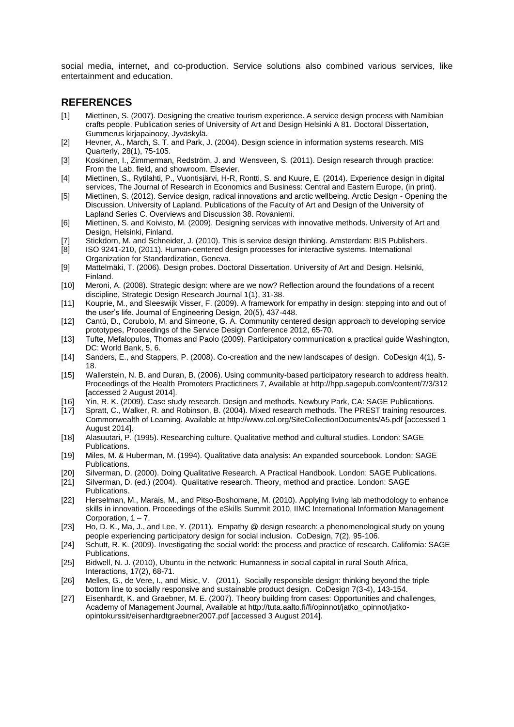social media, internet, and co-production. Service solutions also combined various services, like entertainment and education.

## REFERENCES

[1] Miettinen, S. (2007). Designing the creative tourism experience. A service design process with Namibian crafts people. Publication series of University of Art and Design Helsinki A 81. Doctoral Dissertation, Gummerus kirjapainooy, Jyväskylä.

[2] Hevner, A., March, S. T. and Park, J. (2004). Design science in information systems research. MIS Quarterly, 28(1), 75-105.

[3] Koskinen, I., Zimmerman, Redström, J. and Wensveen, S. (2011). Design research through practice: From the Lab, field, and showroom. Elsevier.

[4] Miettinen, S., Rytilahti, P., Vuontisjärvi, H-R, Rontti, S. and Kuure, E. (2014). Experience design in digital services, The Journal of Research in Economics and Business: Central and Eastern Europe, (in print).

[5] Miettinen, S. (2012). Service design, radical innovations and arctic wellbeing. Arctic Design - Opening the Discussion. University of Lapland. Publications of the Faculty of Art and Design of the University of Lapland Series C. Overviews and Discussion 38. Rovaniemi.

[6] Miettinen, S. and Koivisto, M. (2009). Designing services with innovative methods. University of Art and Design, Helsinki, Finland.

[7] Stickdorn, M. and Schneider, J. (2010). This is service design thinking. Amsterdam: BIS Publishers.

[8] ISO 9241-210, (2011). Human-centered design processes for interactive systems. International Organization for Standardization, Geneva.

[9] Mattelmäki, T. (2006). Design probes. Doctoral Dissertation. University of Art and Design. Helsinki, Finland.

[10] Meroni, A. (2008). Strategic design: where are we now? Reflection around the foundations of a recent discipline, Strategic Design Research Journal 1(1), 31-38.

[11] Kouprie, M., and Sleeswijk Visser, F. (2009). A framework for empathy in design: stepping into and out of the user's life. Journal of Engineering Design, 20(5), 437-448.

[12] Cantù, D., Corubolo, M. and Simeone, G. A. Community centered design approach to developing service prototypes, Proceedings of the Service Design Conference 2012, 65-70.

[13] Tufte, Mefalopulos, Thomas and Paolo (2009). Participatory communication a practical guide Washington, DC: World Bank, 5, 6.

[14] Sanders, E., and Stappers, P. (2008). Co-creation and the new landscapes of design. CoDesign 4(1), 5-18.

[15] Wallerstein, N. B. and Duran, B. (2006). Using community-based participatory research to address health. Proceedings of the Health Promoters Practictiners 7, Available at http://hpp.sagepub.com/content/7/3/312 [accessed 2 August 2014].

[16] Yin, R. K. (2009). Case study research. Design and methods. Newbury Park, CA: SAGE Publications.

[17] Spratt, C., Walker, R. and Robinson, B. (2004). Mixed research methods. The PREST training resources. Commonwealth of Learning. Available at http://www.col.org/SiteCollectionDocuments/A5.pdf [accessed 1 August 2014].

[18] Alasuutari, P. (1995). Researching culture. Qualitative method and cultural studies. London: SAGE Publications.

[19] Miles, M. & Huberman, M. (1994). Qualitative data analysis: An expanded sourcebook. London: SAGE Publications.

[20] Silverman, D. (2000). Doing Qualitative Research. A Practical Handbook. London: SAGE Publications.

[21] Silverman, D. (ed.) (2004). Qualitative research. Theory, method and practice. London: SAGE Publications.

[22] Herselman, M., Marais, M., and Pitso-Boshomane, M. (2010). Applying living lab methodology to enhance skills in innovation. Proceedings of the eSkills Summit 2010, IIMC International Information Management Corporation, 1 – 7.

[23] Ho, D. K., Ma, J., and Lee, Y. (2011). Empathy @ design research: a phenomenological study on young people experiencing participatory design for social inclusion. CoDesign, 7(2), 95-106.

[24] Schutt, R. K. (2009). Investigating the social world: the process and practice of research. California: SAGE Publications.

[25] Bidwell, N. J. (2010), Ubuntu in the network: Humanness in social capital in rural South Africa, Interactions, 17(2), 68-71.

[26] Melles, G., de Vere, I., and Misic, V. (2011). Socially responsible design: thinking beyond the triple bottom line to socially responsive and sustainable product design. CoDesign 7(3-4), 143-154.

[27] Eisenhardt, K. and Graebner, M. E. (2007). Theory building from cases: Opportunities and challenges, Academy of Management Journal, Available at http://tuta.aalto.fi/fi/opinnot/jatko_opinnot/jatko-opintokurssit/eisenhardtgraebner2007.pdf [accessed 3 August 2014].